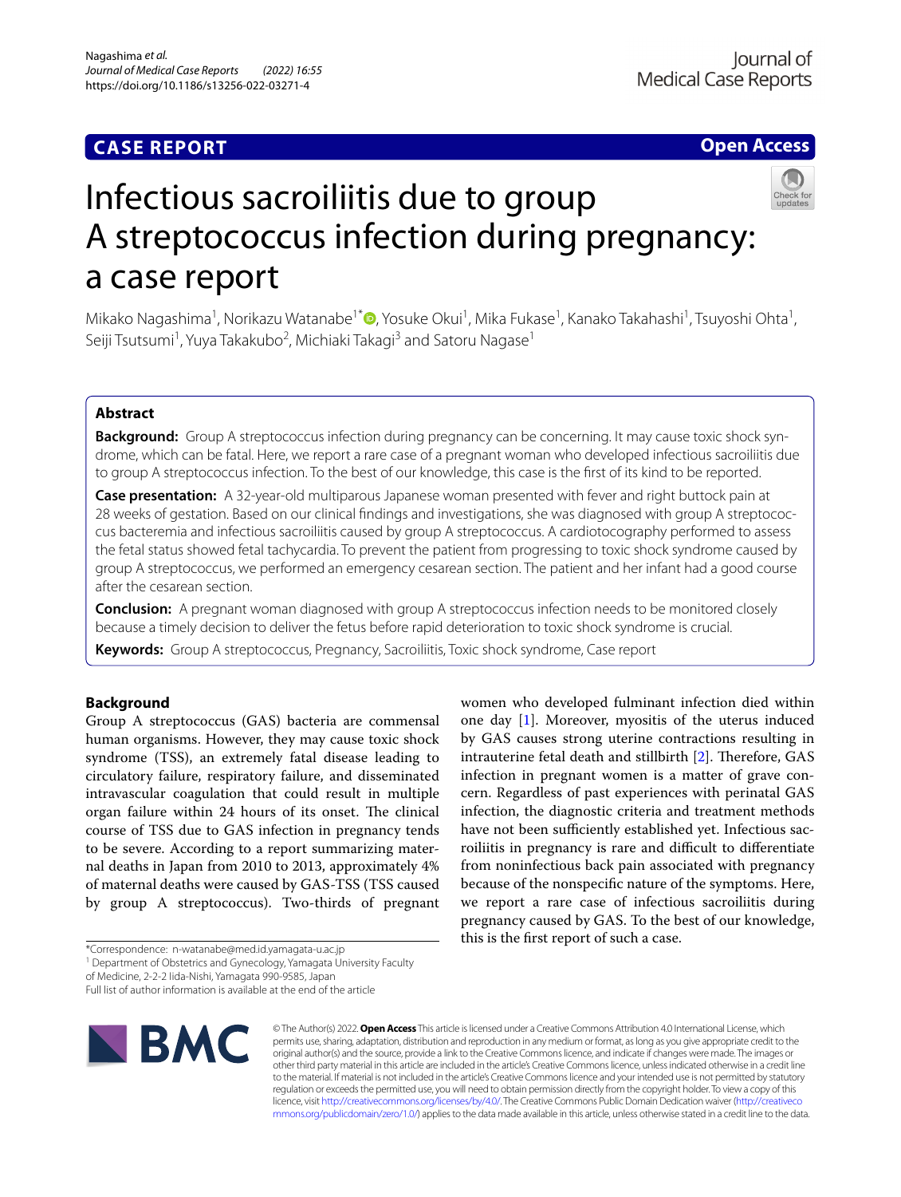**CASE REPORT** **Open Access**

# Infectious sacroiliitis due to group A streptococcus infection during pregnancy: a case report

Mikako Nagashima[1], Norikazu Watanabe[1*], Yosuke Okui[1], Mika Fukase[1], Kanako Takahashi[1], Tsuyoshi Ohta[1], Seiji Tsutsumi[1], Yuya Takakubo[2], Michiaki Takagi[3] and Satoru Nagase[1]

## Abstract

**Background:** Group A streptococcus infection during pregnancy can be concerning. It may cause toxic shock syndrome, which can be fatal. Here, we report a rare case of a pregnant woman who developed infectious sacroiliitis due to group A streptococcus infection. To the best of our knowledge, this case is the first of its kind to be reported.

**Case presentation:** A 32-year-old multiparous Japanese woman presented with fever and right buttock pain at 28 weeks of gestation. Based on our clinical findings and investigations, she was diagnosed with group A streptococcus bacteremia and infectious sacroiliitis caused by group A streptococcus. A cardiotocography performed to assess the fetal status showed fetal tachycardia. To prevent the patient from progressing to toxic shock syndrome caused by group A streptococcus, we performed an emergency cesarean section. The patient and her infant had a good course after the cesarean section.

**Conclusion:** A pregnant woman diagnosed with group A streptococcus infection needs to be monitored closely because a timely decision to deliver the fetus before rapid deterioration to toxic shock syndrome is crucial.

**Keywords:** Group A streptococcus, Pregnancy, Sacroiliitis, Toxic shock syndrome, Case report

## Background

Group A streptococcus (GAS) bacteria are commensal human organisms. However, they may cause toxic shock syndrome (TSS), an extremely fatal disease leading to circulatory failure, respiratory failure, and disseminated intravascular coagulation that could result in multiple organ failure within 24 hours of its onset. The clinical course of TSS due to GAS infection in pregnancy tends to be severe. According to a report summarizing maternal deaths in Japan from 2010 to 2013, approximately 4% of maternal deaths were caused by GAS-TSS (TSS caused by group A streptococcus). Two-thirds of pregnant women who developed fulminant infection died within one day [1]. Moreover, myositis of the uterus induced by GAS causes strong uterine contractions resulting in intrauterine fetal death and stillbirth [2]. Therefore, GAS infection in pregnant women is a matter of grave concern. Regardless of past experiences with perinatal GAS infection, the diagnostic criteria and treatment methods have not been sufficiently established yet. Infectious sacroiliitis in pregnancy is rare and difficult to differentiate from noninfectious back pain associated with pregnancy because of the nonspecific nature of the symptoms. Here, we report a rare case of infectious sacroiliitis during pregnancy caused by GAS. To the best of our knowledge, this is the first report of such a case.

*Correspondence: n-watanabe@med.id.yamagata-u.ac.jp
[1] Department of Obstetrics and Gynecology, Yamagata University Faculty of Medicine, 2-2-2 Iida-Nishi, Yamagata 990-9585, Japan
Full list of author information is available at the end of the article

© The Author(s) 2022. **Open Access** This article is licensed under a Creative Commons Attribution 4.0 International License, which permits use, sharing, adaptation, distribution and reproduction in any medium or format, as long as you give appropriate credit to the original author(s) and the source, provide a link to the Creative Commons licence, and indicate if changes were made. The images or other third party material in this article are included in the article's Creative Commons licence, unless indicated otherwise in a credit line to the material. If material is not included in the article's Creative Commons licence and your intended use is not permitted by statutory regulation or exceeds the permitted use, you will need to obtain permission directly from the copyright holder. To view a copy of this licence, visit http://creativecommons.org/licenses/by/4.0/. The Creative Commons Public Domain Dedication waiver (http://creativecommons.org/publicdomain/zero/1.0/) applies to the data made available in this article, unless otherwise stated in a credit line to the data.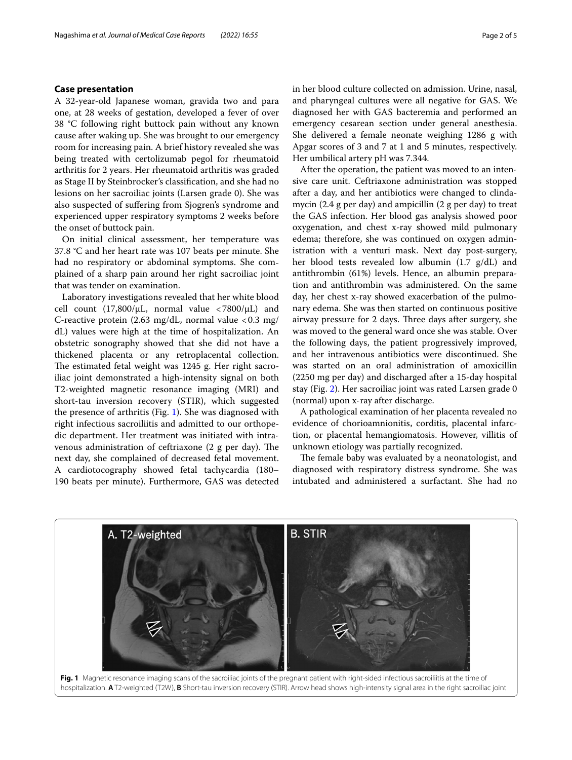## Case presentation

A 32-year-old Japanese woman, gravida two and para one, at 28 weeks of gestation, developed a fever of over 38 °C following right buttock pain without any known cause after waking up. She was brought to our emergency room for increasing pain. A brief history revealed she was being treated with certolizumab pegol for rheumatoid arthritis for 2 years. Her rheumatoid arthritis was graded as Stage II by Steinbrocker's classification, and she had no lesions on her sacroiliac joints (Larsen grade 0). She was also suspected of suffering from Sjogren's syndrome and experienced upper respiratory symptoms 2 weeks before the onset of buttock pain.

On initial clinical assessment, her temperature was 37.8 °C and her heart rate was 107 beats per minute. She had no respiratory or abdominal symptoms. She complained of a sharp pain around her right sacroiliac joint that was tender on examination.

Laboratory investigations revealed that her white blood cell count (17,800/μL, normal value <7800/μL) and C-reactive protein (2.63 mg/dL, normal value <0.3 mg/dL) values were high at the time of hospitalization. An obstetric sonography showed that she did not have a thickened placenta or any retroplacental collection. The estimated fetal weight was 1245 g. Her right sacroiliac joint demonstrated a high-intensity signal on both T2-weighted magnetic resonance imaging (MRI) and short-tau inversion recovery (STIR), which suggested the presence of arthritis (Fig. 1). She was diagnosed with right infectious sacroiliitis and admitted to our orthopedic department. Her treatment was initiated with intravenous administration of ceftriaxone (2 g per day). The next day, she complained of decreased fetal movement. A cardiotocography showed fetal tachycardia (180–190 beats per minute). Furthermore, GAS was detected in her blood culture collected on admission. Urine, nasal, and pharyngeal cultures were all negative for GAS. We diagnosed her with GAS bacteremia and performed an emergency cesarean section under general anesthesia. She delivered a female neonate weighing 1286 g with Apgar scores of 3 and 7 at 1 and 5 minutes, respectively. Her umbilical artery pH was 7.344.

After the operation, the patient was moved to an intensive care unit. Ceftriaxone administration was stopped after a day, and her antibiotics were changed to clindamycin (2.4 g per day) and ampicillin (2 g per day) to treat the GAS infection. Her blood gas analysis showed poor oxygenation, and chest x-ray showed mild pulmonary edema; therefore, she was continued on oxygen administration with a venturi mask. Next day post-surgery, her blood tests revealed low albumin (1.7 g/dL) and antithrombin (61%) levels. Hence, an albumin preparation and antithrombin was administered. On the same day, her chest x-ray showed exacerbation of the pulmonary edema. She was then started on continuous positive airway pressure for 2 days. Three days after surgery, she was moved to the general ward once she was stable. Over the following days, the patient progressively improved, and her intravenous antibiotics were discontinued. She was started on an oral administration of amoxicillin (2250 mg per day) and discharged after a 15-day hospital stay (Fig. 2). Her sacroiliac joint was rated Larsen grade 0 (normal) upon x-ray after discharge.

A pathological examination of her placenta revealed no evidence of chorioamnionitis, corditis, placental infarction, or placental hemangiomatosis. However, villitis of unknown etiology was partially recognized.

The female baby was evaluated by a neonatologist, and diagnosed with respiratory distress syndrome. She was intubated and administered a surfactant. She had no

**Fig. 1** Magnetic resonance imaging scans of the sacroiliac joints of the pregnant patient with right-sided infectious sacroiliitis at the time of hospitalization. **A** T2-weighted (T2W), **B** Short-tau inversion recovery (STIR). Arrow head shows high-intensity signal area in the right sacroiliac joint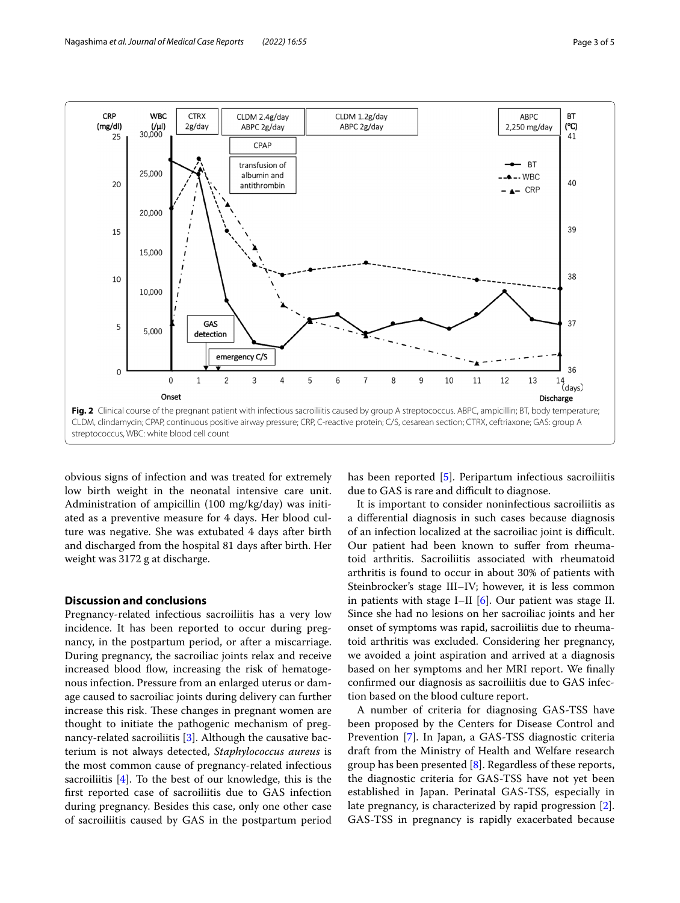Fig. 2 Clinical course of the pregnant patient with infectious sacroiliitis caused by group A streptococcus. ABPC, ampicillin; BT, body temperature; CLDM, clindamycin; CPAP, continuous positive airway pressure; CRP, C-reactive protein; C/S, cesarean section; CTRX, ceftriaxone; GAS: group A streptococcus, WBC: white blood cell count

obvious signs of infection and was treated for extremely low birth weight in the neonatal intensive care unit. Administration of ampicillin (100 mg/kg/day) was initiated as a preventive measure for 4 days. Her blood culture was negative. She was extubated 4 days after birth and discharged from the hospital 81 days after birth. Her weight was 3172 g at discharge.

## Discussion and conclusions

Pregnancy-related infectious sacroiliitis has a very low incidence. It has been reported to occur during pregnancy, in the postpartum period, or after a miscarriage. During pregnancy, the sacroiliac joints relax and receive increased blood flow, increasing the risk of hematogenous infection. Pressure from an enlarged uterus or damage caused to sacroiliac joints during delivery can further increase this risk. These changes in pregnant women are thought to initiate the pathogenic mechanism of pregnancy-related sacroiliitis [3]. Although the causative bacterium is not always detected, *Staphylococcus aureus* is the most common cause of pregnancy-related infectious sacroiliitis [4]. To the best of our knowledge, this is the first reported case of sacroiliitis due to GAS infection during pregnancy. Besides this case, only one other case of sacroiliitis caused by GAS in the postpartum period has been reported [5]. Peripartum infectious sacroiliitis due to GAS is rare and difficult to diagnose.

It is important to consider noninfectious sacroiliitis as a differential diagnosis in such cases because diagnosis of an infection localized at the sacroiliac joint is difficult. Our patient had been known to suffer from rheumatoid arthritis. Sacroiliitis associated with rheumatoid arthritis is found to occur in about 30% of patients with Steinbrocker's stage III–IV; however, it is less common in patients with stage I–II [6]. Our patient was stage II. Since she had no lesions on her sacroiliac joints and her onset of symptoms was rapid, sacroiliitis due to rheumatoid arthritis was excluded. Considering her pregnancy, we avoided a joint aspiration and arrived at a diagnosis based on her symptoms and her MRI report. We finally confirmed our diagnosis as sacroiliitis due to GAS infection based on the blood culture report.

A number of criteria for diagnosing GAS-TSS have been proposed by the Centers for Disease Control and Prevention [7]. In Japan, a GAS-TSS diagnostic criteria draft from the Ministry of Health and Welfare research group has been presented [8]. Regardless of these reports, the diagnostic criteria for GAS-TSS have not yet been established in Japan. Perinatal GAS-TSS, especially in late pregnancy, is characterized by rapid progression [2]. GAS-TSS in pregnancy is rapidly exacerbated because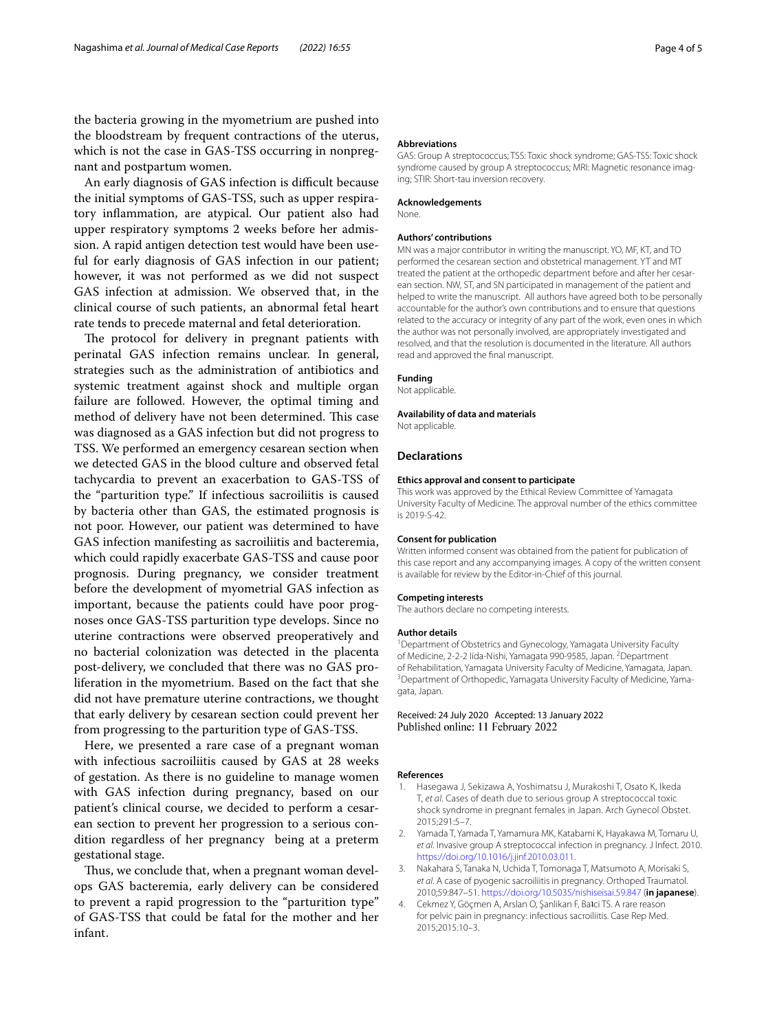the bacteria growing in the myometrium are pushed into the bloodstream by frequent contractions of the uterus, which is not the case in GAS-TSS occurring in nonpregnant and postpartum women.

An early diagnosis of GAS infection is difficult because the initial symptoms of GAS-TSS, such as upper respiratory inflammation, are atypical. Our patient also had upper respiratory symptoms 2 weeks before her admission. A rapid antigen detection test would have been useful for early diagnosis of GAS infection in our patient; however, it was not performed as we did not suspect GAS infection at admission. We observed that, in the clinical course of such patients, an abnormal fetal heart rate tends to precede maternal and fetal deterioration.

The protocol for delivery in pregnant patients with perinatal GAS infection remains unclear. In general, strategies such as the administration of antibiotics and systemic treatment against shock and multiple organ failure are followed. However, the optimal timing and method of delivery have not been determined. This case was diagnosed as a GAS infection but did not progress to TSS. We performed an emergency cesarean section when we detected GAS in the blood culture and observed fetal tachycardia to prevent an exacerbation to GAS-TSS of the "parturition type." If infectious sacroiliitis is caused by bacteria other than GAS, the estimated prognosis is not poor. However, our patient was determined to have GAS infection manifesting as sacroiliitis and bacteremia, which could rapidly exacerbate GAS-TSS and cause poor prognosis. During pregnancy, we consider treatment before the development of myometrial GAS infection as important, because the patients could have poor prognoses once GAS-TSS parturition type develops. Since no uterine contractions were observed preoperatively and no bacterial colonization was detected in the placenta post-delivery, we concluded that there was no GAS proliferation in the myometrium. Based on the fact that she did not have premature uterine contractions, we thought that early delivery by cesarean section could prevent her from progressing to the parturition type of GAS-TSS.

Here, we presented a rare case of a pregnant woman with infectious sacroiliitis caused by GAS at 28 weeks of gestation. As there is no guideline to manage women with GAS infection during pregnancy, based on our patient's clinical course, we decided to perform a cesarean section to prevent her progression to a serious condition regardless of her pregnancy being at a preterm gestational stage.

Thus, we conclude that, when a pregnant woman develops GAS bacteremia, early delivery can be considered to prevent a rapid progression to the "parturition type" of GAS-TSS that could be fatal for the mother and her infant.

#### Abbreviations

GAS: Group A streptococcus; TSS: Toxic shock syndrome; GAS-TSS: Toxic shock syndrome caused by group A streptococcus; MRI: Magnetic resonance imaging; STIR: Short-tau inversion recovery.

#### Acknowledgements

None.

#### Authors' contributions

MN was a major contributor in writing the manuscript. YO, MF, KT, and TO performed the cesarean section and obstetrical management. YT and MT treated the patient at the orthopedic department before and after her cesarean section. NW, ST, and SN participated in management of the patient and helped to write the manuscript. All authors have agreed both to be personally accountable for the author's own contributions and to ensure that questions related to the accuracy or integrity of any part of the work, even ones in which the author was not personally involved, are appropriately investigated and resolved, and that the resolution is documented in the literature. All authors read and approved the final manuscript.

#### Funding

Not applicable.

#### Availability of data and materials

Not applicable.

## Declarations

#### Ethics approval and consent to participate

This work was approved by the Ethical Review Committee of Yamagata University Faculty of Medicine. The approval number of the ethics committee is 2019-S-42.

#### Consent for publication

Written informed consent was obtained from the patient for publication of this case report and any accompanying images. A copy of the written consent is available for review by the Editor-in-Chief of this journal.

#### Competing interests

The authors declare no competing interests.

#### Author details

[1]Department of Obstetrics and Gynecology, Yamagata University Faculty of Medicine, 2-2-2 Iida-Nishi, Yamagata 990-9585, Japan. [2]Department of Rehabilitation, Yamagata University Faculty of Medicine, Yamagata, Japan. [3]Department of Orthopedic, Yamagata University Faculty of Medicine, Yamagata, Japan.

Received: 24 July 2020 Accepted: 13 January 2022
Published online: 11 February 2022

#### References

1. Hasegawa J, Sekizawa A, Yoshimatsu J, Murakoshi T, Osato K, Ikeda T, *et al*. Cases of death due to serious group A streptococcal toxic shock syndrome in pregnant females in Japan. Arch Gynecol Obstet. 2015;291:5–7.
2. Yamada T, Yamada T, Yamamura MK, Katabami K, Hayakawa M, Tomaru U, *et al*. Invasive group A streptococcal infection in pregnancy. J Infect. 2010. https://doi.org/10.1016/j.jinf.2010.03.011.
3. Nakahara S, Tanaka N, Uchida T, Tomonaga T, Matsumoto A, Morisaki S, *et al*. A case of pyogenic sacroiliitis in pregnancy. Orthoped Traumatol. 2010;59:847–51. https://doi.org/10.5035/nishiseisai.59.847 (**in japanese**).
4. Cekmez Y, Göçmen A, Arslan O, Şanlikan F, Baıci TS. A rare reason for pelvic pain in pregnancy: infectious sacroiliitis. Case Rep Med. 2015;2015:10–3.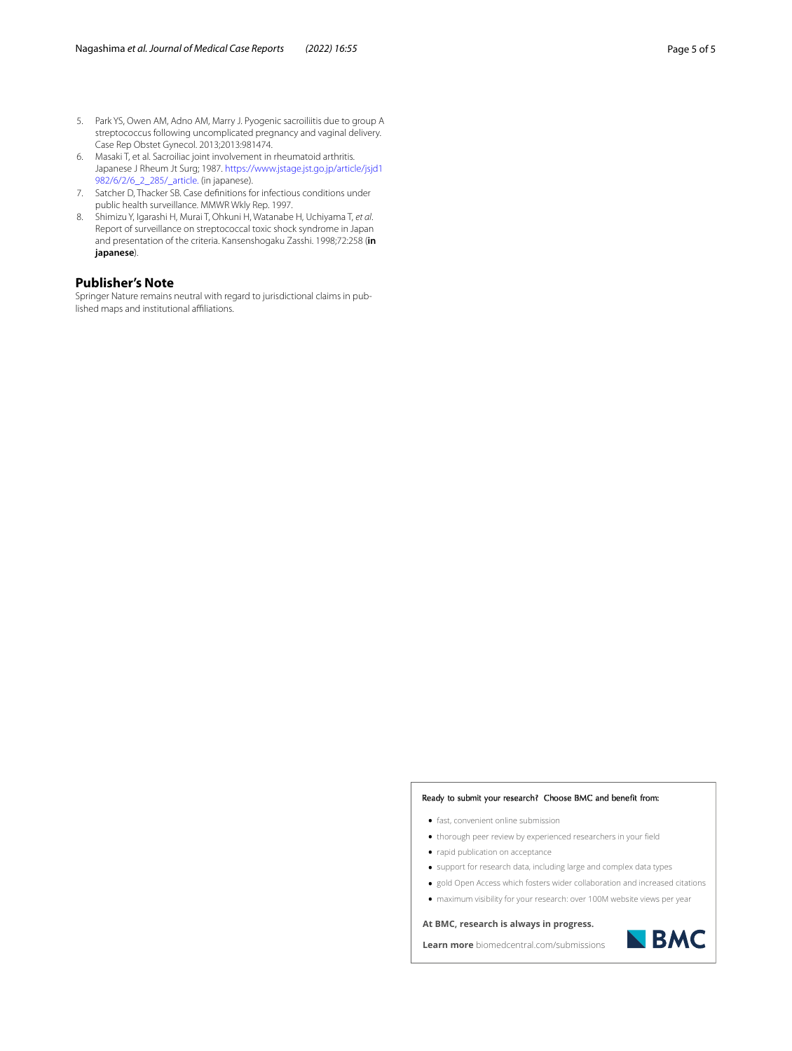5. Park YS, Owen AM, Adno AM, Marry J. Pyogenic sacroiliitis due to group A streptococcus following uncomplicated pregnancy and vaginal delivery. Case Rep Obstet Gynecol. 2013;2013:981474.
6. Masaki T, et al. Sacroiliac joint involvement in rheumatoid arthritis. Japanese J Rheum Jt Surg; 1987. https://www.jstage.jst.go.jp/article/jsjd1982/6/2/6_2_285/_article. (in japanese).
7. Satcher D, Thacker SB. Case definitions for infectious conditions under public health surveillance. MMWR Wkly Rep. 1997.
8. Shimizu Y, Igarashi H, Murai T, Ohkuni H, Watanabe H, Uchiyama T, *et al*. Report of surveillance on streptococcal toxic shock syndrome in Japan and presentation of the criteria. Kansenshogaku Zasshi. 1998;72:258 (**in japanese**).

## Publisher's Note

Springer Nature remains neutral with regard to jurisdictional claims in published maps and institutional affiliations.

Ready to submit your research? Choose BMC and benefit from:

- fast, convenient online submission
- thorough peer review by experienced researchers in your field
- rapid publication on acceptance
- support for research data, including large and complex data types
- gold Open Access which fosters wider collaboration and increased citations
- maximum visibility for your research: over 100M website views per year

**At BMC, research is always in progress.**

**Learn more** biomedcentral.com/submissions

BMC